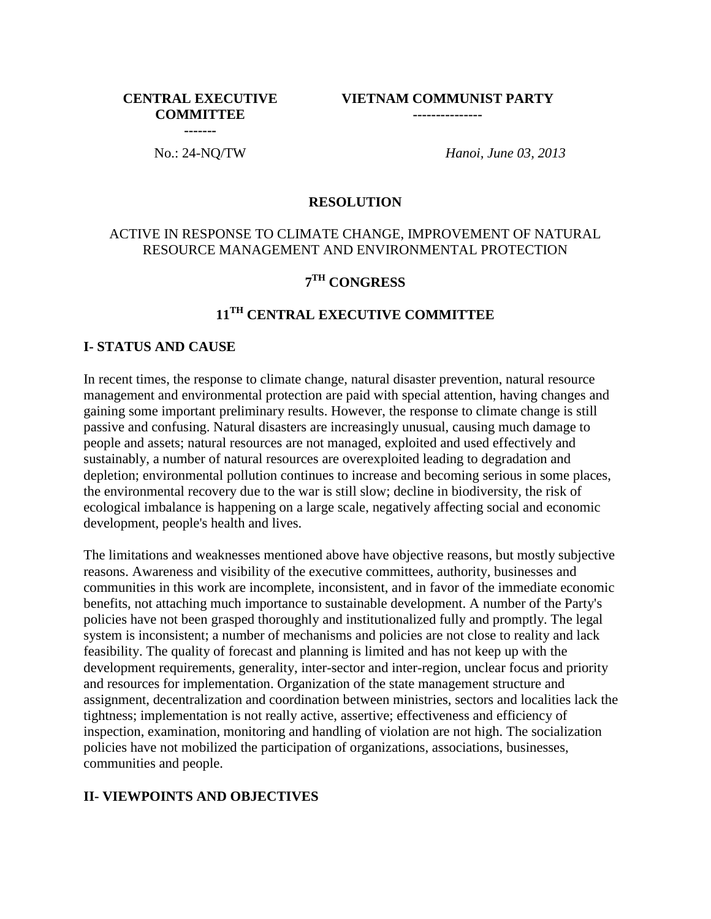| **CENTRAL EXECUTIVE COMMITTEE** ------- | **VIETNAM COMMUNIST PARTY** --------------- |
|---|---|
| No.: 24-NQ/TW | *Hanoi, June 03, 2013* |

# RESOLUTION

## ACTIVE IN RESPONSE TO CLIMATE CHANGE, IMPROVEMENT OF NATURAL RESOURCE MANAGEMENT AND ENVIRONMENTAL PROTECTION

## 7TH CONGRESS

## 11TH CENTRAL EXECUTIVE COMMITTEE

### I- STATUS AND CAUSE

In recent times, the response to climate change, natural disaster prevention, natural resource management and environmental protection are paid with special attention, having changes and gaining some important preliminary results. However, the response to climate change is still passive and confusing. Natural disasters are increasingly unusual, causing much damage to people and assets; natural resources are not managed, exploited and used effectively and sustainably, a number of natural resources are overexploited leading to degradation and depletion; environmental pollution continues to increase and becoming serious in some places, the environmental recovery due to the war is still slow; decline in biodiversity, the risk of ecological imbalance is happening on a large scale, negatively affecting social and economic development, people's health and lives.

The limitations and weaknesses mentioned above have objective reasons, but mostly subjective reasons. Awareness and visibility of the executive committees, authority, businesses and communities in this work are incomplete, inconsistent, and in favor of the immediate economic benefits, not attaching much importance to sustainable development. A number of the Party's policies have not been grasped thoroughly and institutionalized fully and promptly. The legal system is inconsistent; a number of mechanisms and policies are not close to reality and lack feasibility. The quality of forecast and planning is limited and has not keep up with the development requirements, generality, inter-sector and inter-region, unclear focus and priority and resources for implementation. Organization of the state management structure and assignment, decentralization and coordination between ministries, sectors and localities lack the tightness; implementation is not really active, assertive; effectiveness and efficiency of inspection, examination, monitoring and handling of violation are not high. The socialization policies have not mobilized the participation of organizations, associations, businesses, communities and people.

### II- VIEWPOINTS AND OBJECTIVES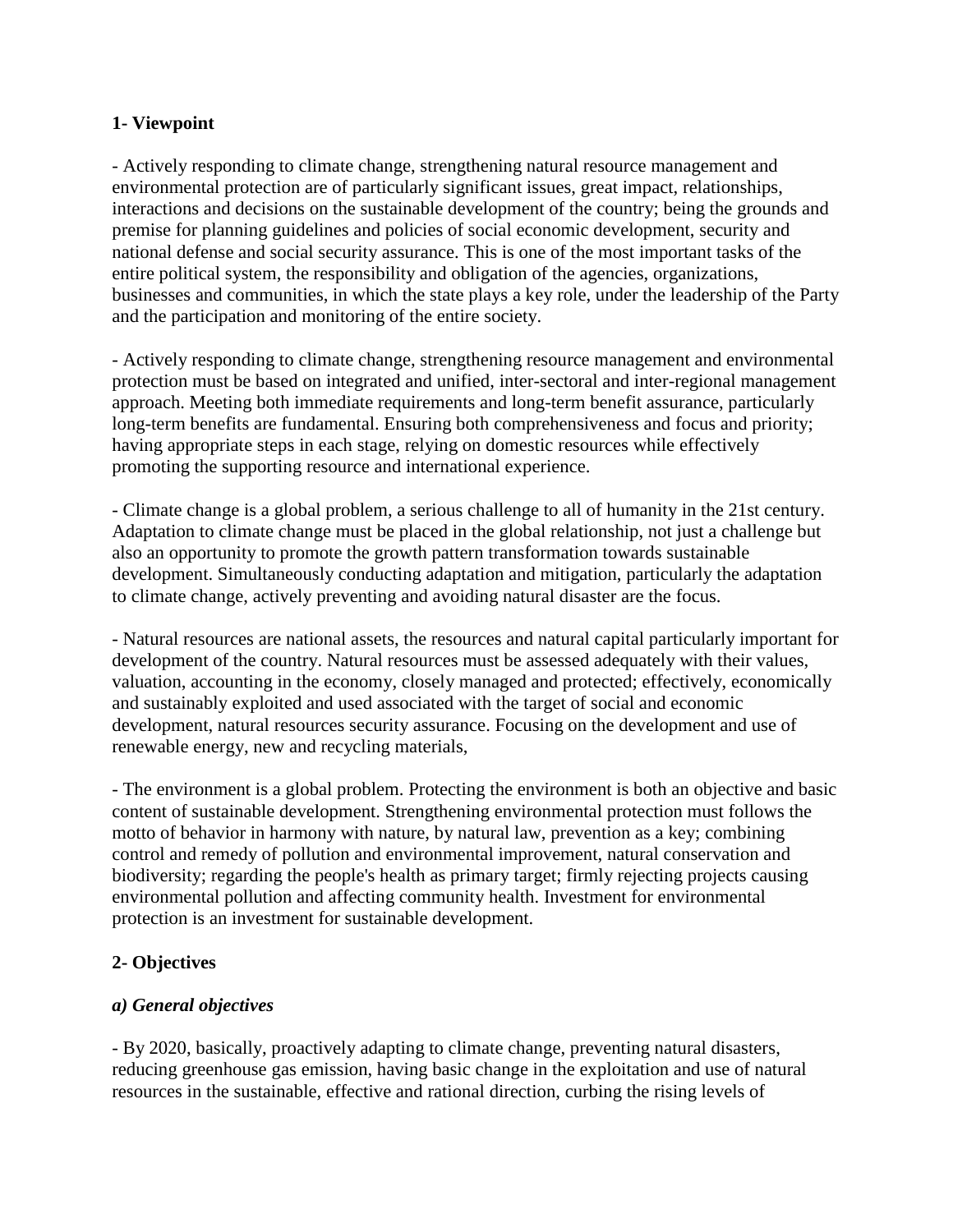**1- Viewpoint**

- Actively responding to climate change, strengthening natural resource management and environmental protection are of particularly significant issues, great impact, relationships, interactions and decisions on the sustainable development of the country; being the grounds and premise for planning guidelines and policies of social economic development, security and national defense and social security assurance. This is one of the most important tasks of the entire political system, the responsibility and obligation of the agencies, organizations, businesses and communities, in which the state plays a key role, under the leadership of the Party and the participation and monitoring of the entire society.

- Actively responding to climate change, strengthening resource management and environmental protection must be based on integrated and unified, inter-sectoral and inter-regional management approach. Meeting both immediate requirements and long-term benefit assurance, particularly long-term benefits are fundamental. Ensuring both comprehensiveness and focus and priority; having appropriate steps in each stage, relying on domestic resources while effectively promoting the supporting resource and international experience.

- Climate change is a global problem, a serious challenge to all of humanity in the 21st century. Adaptation to climate change must be placed in the global relationship, not just a challenge but also an opportunity to promote the growth pattern transformation towards sustainable development. Simultaneously conducting adaptation and mitigation, particularly the adaptation to climate change, actively preventing and avoiding natural disaster are the focus.

- Natural resources are national assets, the resources and natural capital particularly important for development of the country. Natural resources must be assessed adequately with their values, valuation, accounting in the economy, closely managed and protected; effectively, economically and sustainably exploited and used associated with the target of social and economic development, natural resources security assurance. Focusing on the development and use of renewable energy, new and recycling materials,

- The environment is a global problem. Protecting the environment is both an objective and basic content of sustainable development. Strengthening environmental protection must follows the motto of behavior in harmony with nature, by natural law, prevention as a key; combining control and remedy of pollution and environmental improvement, natural conservation and biodiversity; regarding the people's health as primary target; firmly rejecting projects causing environmental pollution and affecting community health. Investment for environmental protection is an investment for sustainable development.

**2- Objectives**

***a) General objectives***

- By 2020, basically, proactively adapting to climate change, preventing natural disasters, reducing greenhouse gas emission, having basic change in the exploitation and use of natural resources in the sustainable, effective and rational direction, curbing the rising levels of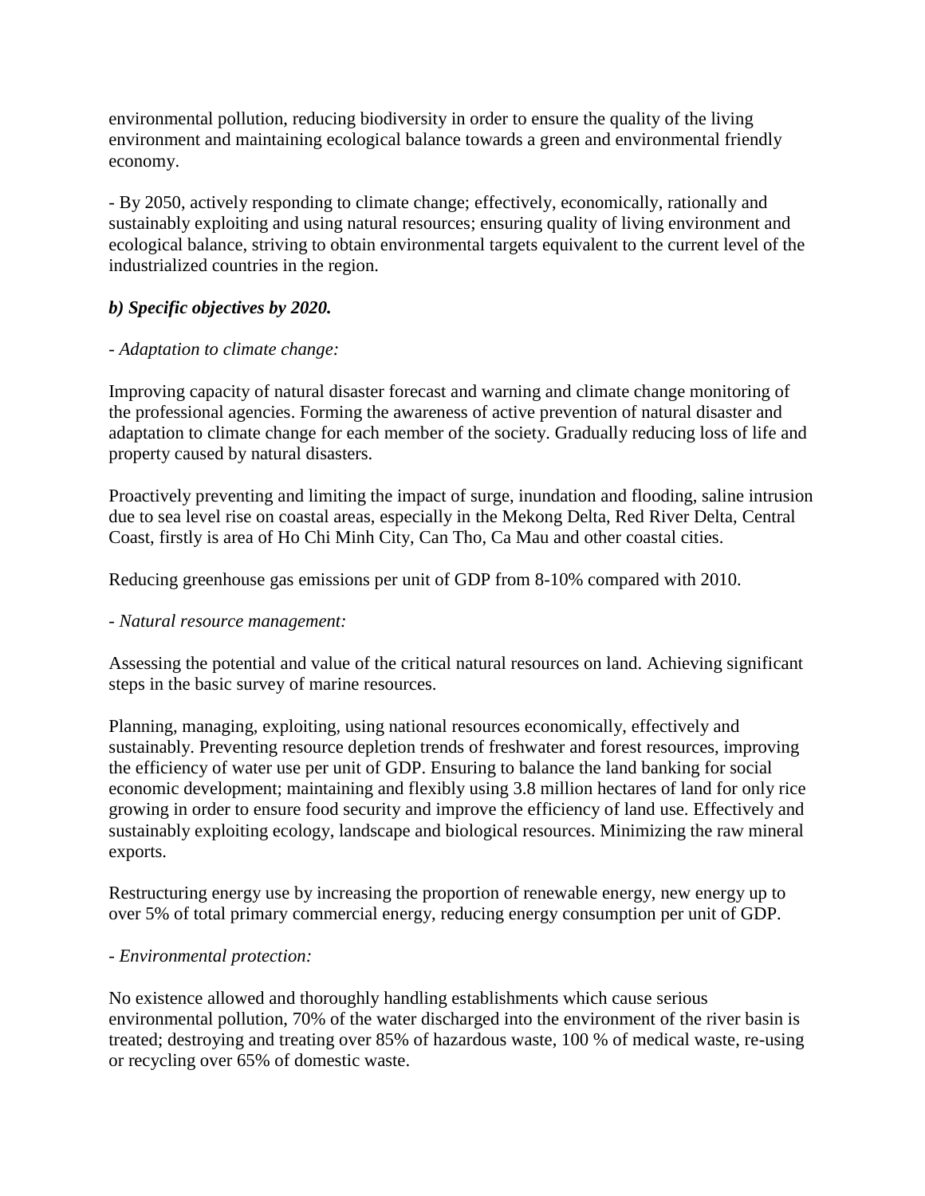environmental pollution, reducing biodiversity in order to ensure the quality of the living environment and maintaining ecological balance towards a green and environmental friendly economy.

- By 2050, actively responding to climate change; effectively, economically, rationally and sustainably exploiting and using natural resources; ensuring quality of living environment and ecological balance, striving to obtain environmental targets equivalent to the current level of the industrialized countries in the region.

***b) Specific objectives by 2020.***

*- Adaptation to climate change:*

Improving capacity of natural disaster forecast and warning and climate change monitoring of the professional agencies. Forming the awareness of active prevention of natural disaster and adaptation to climate change for each member of the society. Gradually reducing loss of life and property caused by natural disasters.

Proactively preventing and limiting the impact of surge, inundation and flooding, saline intrusion due to sea level rise on coastal areas, especially in the Mekong Delta, Red River Delta, Central Coast, firstly is area of Ho Chi Minh City, Can Tho, Ca Mau and other coastal cities.

Reducing greenhouse gas emissions per unit of GDP from 8-10% compared with 2010.

*- Natural resource management:*

Assessing the potential and value of the critical natural resources on land. Achieving significant steps in the basic survey of marine resources.

Planning, managing, exploiting, using national resources economically, effectively and sustainably. Preventing resource depletion trends of freshwater and forest resources, improving the efficiency of water use per unit of GDP. Ensuring to balance the land banking for social economic development; maintaining and flexibly using 3.8 million hectares of land for only rice growing in order to ensure food security and improve the efficiency of land use. Effectively and sustainably exploiting ecology, landscape and biological resources. Minimizing the raw mineral exports.

Restructuring energy use by increasing the proportion of renewable energy, new energy up to over 5% of total primary commercial energy, reducing energy consumption per unit of GDP.

*- Environmental protection:*

No existence allowed and thoroughly handling establishments which cause serious environmental pollution, 70% of the water discharged into the environment of the river basin is treated; destroying and treating over 85% of hazardous waste, 100 % of medical waste, re-using or recycling over 65% of domestic waste.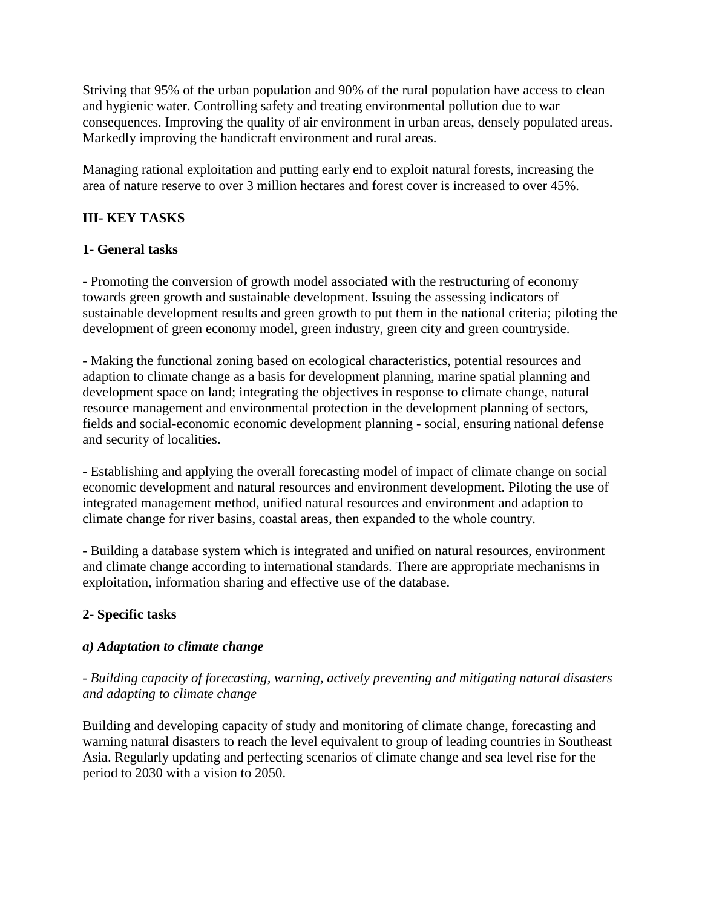Striving that 95% of the urban population and 90% of the rural population have access to clean and hygienic water. Controlling safety and treating environmental pollution due to war consequences. Improving the quality of air environment in urban areas, densely populated areas. Markedly improving the handicraft environment and rural areas.

Managing rational exploitation and putting early end to exploit natural forests, increasing the area of nature reserve to over 3 million hectares and forest cover is increased to over 45%.

## III- KEY TASKS

### 1- General tasks

- Promoting the conversion of growth model associated with the restructuring of economy towards green growth and sustainable development. Issuing the assessing indicators of sustainable development results and green growth to put them in the national criteria; piloting the development of green economy model, green industry, green city and green countryside.

- Making the functional zoning based on ecological characteristics, potential resources and adaption to climate change as a basis for development planning, marine spatial planning and development space on land; integrating the objectives in response to climate change, natural resource management and environmental protection in the development planning of sectors, fields and social-economic economic development planning - social, ensuring national defense and security of localities.

- Establishing and applying the overall forecasting model of impact of climate change on social economic development and natural resources and environment development. Piloting the use of integrated management method, unified natural resources and environment and adaption to climate change for river basins, coastal areas, then expanded to the whole country.

- Building a database system which is integrated and unified on natural resources, environment and climate change according to international standards. There are appropriate mechanisms in exploitation, information sharing and effective use of the database.

### 2- Specific tasks

#### *a) Adaptation to climate change*

*- Building capacity of forecasting, warning, actively preventing and mitigating natural disasters and adapting to climate change*

Building and developing capacity of study and monitoring of climate change, forecasting and warning natural disasters to reach the level equivalent to group of leading countries in Southeast Asia. Regularly updating and perfecting scenarios of climate change and sea level rise for the period to 2030 with a vision to 2050.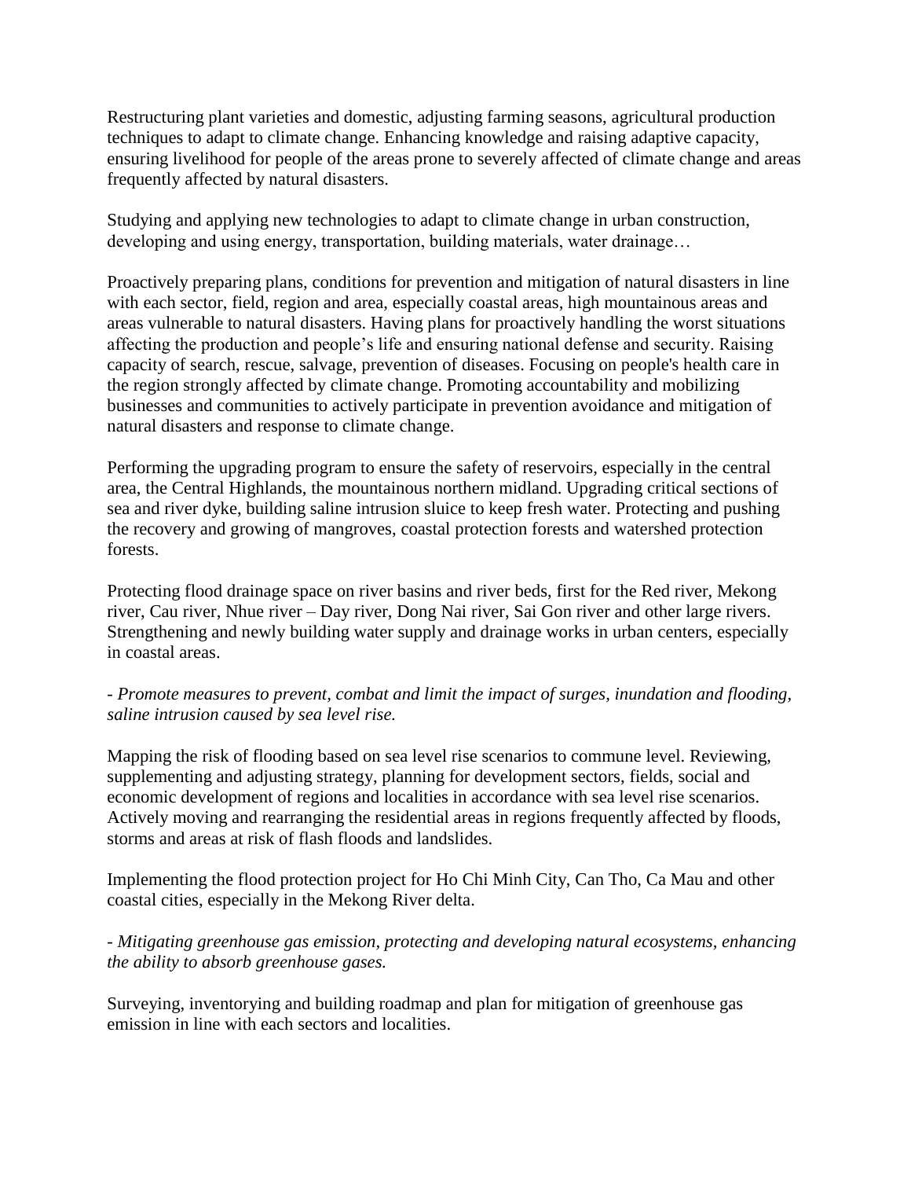Restructuring plant varieties and domestic, adjusting farming seasons, agricultural production techniques to adapt to climate change. Enhancing knowledge and raising adaptive capacity, ensuring livelihood for people of the areas prone to severely affected of climate change and areas frequently affected by natural disasters.

Studying and applying new technologies to adapt to climate change in urban construction, developing and using energy, transportation, building materials, water drainage…

Proactively preparing plans, conditions for prevention and mitigation of natural disasters in line with each sector, field, region and area, especially coastal areas, high mountainous areas and areas vulnerable to natural disasters. Having plans for proactively handling the worst situations affecting the production and people's life and ensuring national defense and security. Raising capacity of search, rescue, salvage, prevention of diseases. Focusing on people's health care in the region strongly affected by climate change. Promoting accountability and mobilizing businesses and communities to actively participate in prevention avoidance and mitigation of natural disasters and response to climate change.

Performing the upgrading program to ensure the safety of reservoirs, especially in the central area, the Central Highlands, the mountainous northern midland. Upgrading critical sections of sea and river dyke, building saline intrusion sluice to keep fresh water. Protecting and pushing the recovery and growing of mangroves, coastal protection forests and watershed protection forests.

Protecting flood drainage space on river basins and river beds, first for the Red river, Mekong river, Cau river, Nhue river – Day river, Dong Nai river, Sai Gon river and other large rivers. Strengthening and newly building water supply and drainage works in urban centers, especially in coastal areas.

*- Promote measures to prevent, combat and limit the impact of surges, inundation and flooding, saline intrusion caused by sea level rise.*

Mapping the risk of flooding based on sea level rise scenarios to commune level. Reviewing, supplementing and adjusting strategy, planning for development sectors, fields, social and economic development of regions and localities in accordance with sea level rise scenarios. Actively moving and rearranging the residential areas in regions frequently affected by floods, storms and areas at risk of flash floods and landslides.

Implementing the flood protection project for Ho Chi Minh City, Can Tho, Ca Mau and other coastal cities, especially in the Mekong River delta.

*- Mitigating greenhouse gas emission, protecting and developing natural ecosystems, enhancing the ability to absorb greenhouse gases.*

Surveying, inventorying and building roadmap and plan for mitigation of greenhouse gas emission in line with each sectors and localities.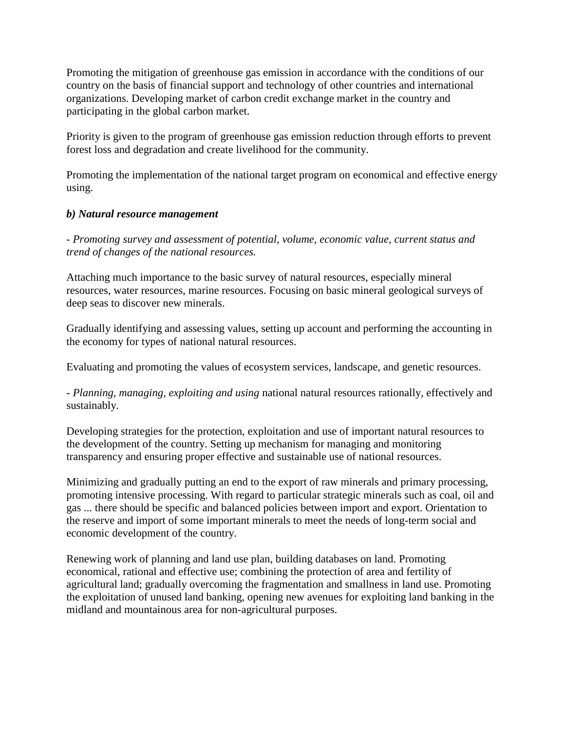Promoting the mitigation of greenhouse gas emission in accordance with the conditions of our country on the basis of financial support and technology of other countries and international organizations. Developing market of carbon credit exchange market in the country and participating in the global carbon market.

Priority is given to the program of greenhouse gas emission reduction through efforts to prevent forest loss and degradation and create livelihood for the community.

Promoting the implementation of the national target program on economical and effective energy using.

***b) Natural resource management***

*- Promoting survey and assessment of potential, volume, economic value, current status and trend of changes of the national resources.*

Attaching much importance to the basic survey of natural resources, especially mineral resources, water resources, marine resources. Focusing on basic mineral geological surveys of deep seas to discover new minerals.

Gradually identifying and assessing values, setting up account and performing the accounting in the economy for types of national natural resources.

Evaluating and promoting the values of ecosystem services, landscape, and genetic resources.

- *Planning, managing, exploiting and using* national natural resources rationally, effectively and sustainably.

Developing strategies for the protection, exploitation and use of important natural resources to the development of the country. Setting up mechanism for managing and monitoring transparency and ensuring proper effective and sustainable use of national resources.

Minimizing and gradually putting an end to the export of raw minerals and primary processing, promoting intensive processing. With regard to particular strategic minerals such as coal, oil and gas ... there should be specific and balanced policies between import and export. Orientation to the reserve and import of some important minerals to meet the needs of long-term social and economic development of the country.

Renewing work of planning and land use plan, building databases on land. Promoting economical, rational and effective use; combining the protection of area and fertility of agricultural land; gradually overcoming the fragmentation and smallness in land use. Promoting the exploitation of unused land banking, opening new avenues for exploiting land banking in the midland and mountainous area for non-agricultural purposes.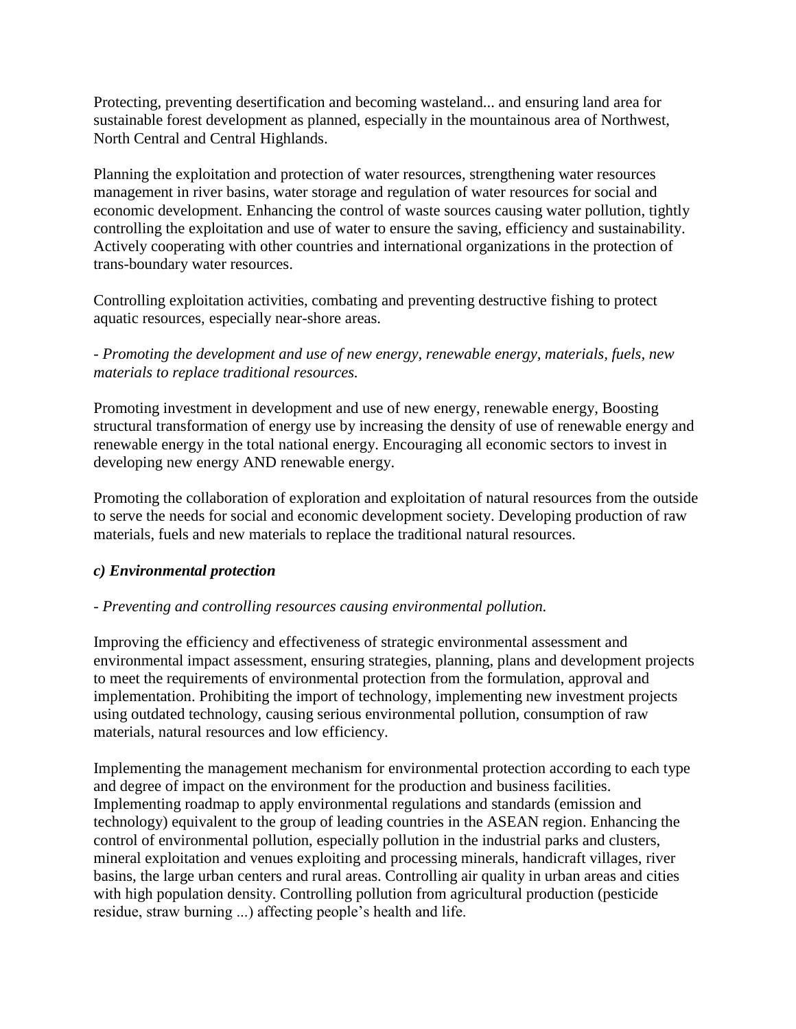Protecting, preventing desertification and becoming wasteland... and ensuring land area for sustainable forest development as planned, especially in the mountainous area of Northwest, North Central and Central Highlands.

Planning the exploitation and protection of water resources, strengthening water resources management in river basins, water storage and regulation of water resources for social and economic development. Enhancing the control of waste sources causing water pollution, tightly controlling the exploitation and use of water to ensure the saving, efficiency and sustainability. Actively cooperating with other countries and international organizations in the protection of trans-boundary water resources.

Controlling exploitation activities, combating and preventing destructive fishing to protect aquatic resources, especially near-shore areas.

*- Promoting the development and use of new energy, renewable energy, materials, fuels, new materials to replace traditional resources.*

Promoting investment in development and use of new energy, renewable energy, Boosting structural transformation of energy use by increasing the density of use of renewable energy and renewable energy in the total national energy. Encouraging all economic sectors to invest in developing new energy AND renewable energy.

Promoting the collaboration of exploration and exploitation of natural resources from the outside to serve the needs for social and economic development society. Developing production of raw materials, fuels and new materials to replace the traditional natural resources.

***c) Environmental protection***

*- Preventing and controlling resources causing environmental pollution.*

Improving the efficiency and effectiveness of strategic environmental assessment and environmental impact assessment, ensuring strategies, planning, plans and development projects to meet the requirements of environmental protection from the formulation, approval and implementation. Prohibiting the import of technology, implementing new investment projects using outdated technology, causing serious environmental pollution, consumption of raw materials, natural resources and low efficiency.

Implementing the management mechanism for environmental protection according to each type and degree of impact on the environment for the production and business facilities. Implementing roadmap to apply environmental regulations and standards (emission and technology) equivalent to the group of leading countries in the ASEAN region. Enhancing the control of environmental pollution, especially pollution in the industrial parks and clusters, mineral exploitation and venues exploiting and processing minerals, handicraft villages, river basins, the large urban centers and rural areas. Controlling air quality in urban areas and cities with high population density. Controlling pollution from agricultural production (pesticide residue, straw burning ...) affecting people's health and life.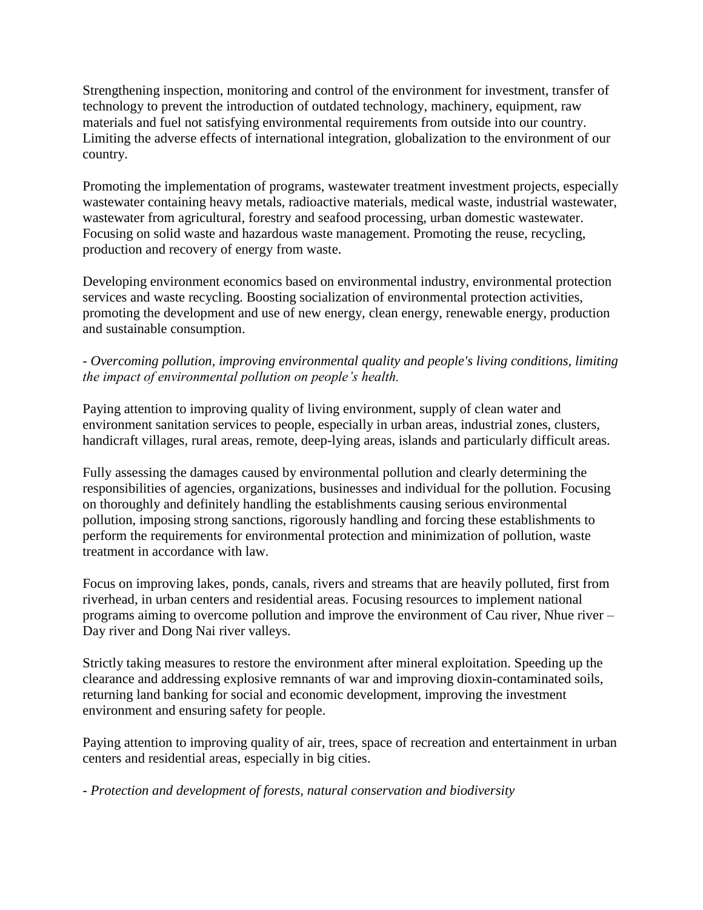Strengthening inspection, monitoring and control of the environment for investment, transfer of technology to prevent the introduction of outdated technology, machinery, equipment, raw materials and fuel not satisfying environmental requirements from outside into our country. Limiting the adverse effects of international integration, globalization to the environment of our country.

Promoting the implementation of programs, wastewater treatment investment projects, especially wastewater containing heavy metals, radioactive materials, medical waste, industrial wastewater, wastewater from agricultural, forestry and seafood processing, urban domestic wastewater. Focusing on solid waste and hazardous waste management. Promoting the reuse, recycling, production and recovery of energy from waste.

Developing environment economics based on environmental industry, environmental protection services and waste recycling. Boosting socialization of environmental protection activities, promoting the development and use of new energy, clean energy, renewable energy, production and sustainable consumption.

*- Overcoming pollution, improving environmental quality and people's living conditions, limiting the impact of environmental pollution on people's health.*

Paying attention to improving quality of living environment, supply of clean water and environment sanitation services to people, especially in urban areas, industrial zones, clusters, handicraft villages, rural areas, remote, deep-lying areas, islands and particularly difficult areas.

Fully assessing the damages caused by environmental pollution and clearly determining the responsibilities of agencies, organizations, businesses and individual for the pollution. Focusing on thoroughly and definitely handling the establishments causing serious environmental pollution, imposing strong sanctions, rigorously handling and forcing these establishments to perform the requirements for environmental protection and minimization of pollution, waste treatment in accordance with law.

Focus on improving lakes, ponds, canals, rivers and streams that are heavily polluted, first from riverhead, in urban centers and residential areas. Focusing resources to implement national programs aiming to overcome pollution and improve the environment of Cau river, Nhue river – Day river and Dong Nai river valleys.

Strictly taking measures to restore the environment after mineral exploitation. Speeding up the clearance and addressing explosive remnants of war and improving dioxin-contaminated soils, returning land banking for social and economic development, improving the investment environment and ensuring safety for people.

Paying attention to improving quality of air, trees, space of recreation and entertainment in urban centers and residential areas, especially in big cities.

*- Protection and development of forests, natural conservation and biodiversity*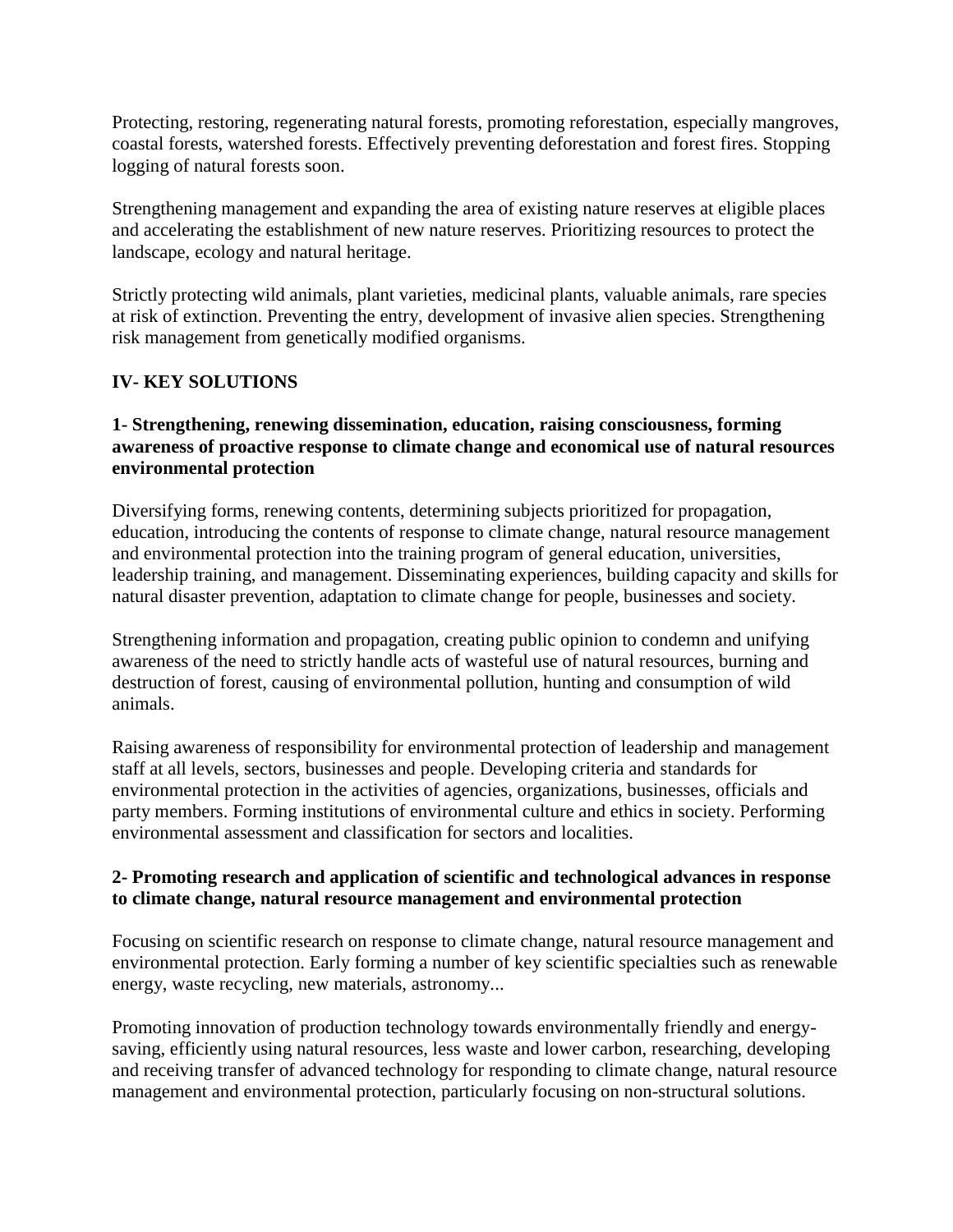Protecting, restoring, regenerating natural forests, promoting reforestation, especially mangroves, coastal forests, watershed forests. Effectively preventing deforestation and forest fires. Stopping logging of natural forests soon.

Strengthening management and expanding the area of existing nature reserves at eligible places and accelerating the establishment of new nature reserves. Prioritizing resources to protect the landscape, ecology and natural heritage.

Strictly protecting wild animals, plant varieties, medicinal plants, valuable animals, rare species at risk of extinction. Preventing the entry, development of invasive alien species. Strengthening risk management from genetically modified organisms.

## IV- KEY SOLUTIONS

### 1- Strengthening, renewing dissemination, education, raising consciousness, forming awareness of proactive response to climate change and economical use of natural resources environmental protection

Diversifying forms, renewing contents, determining subjects prioritized for propagation, education, introducing the contents of response to climate change, natural resource management and environmental protection into the training program of general education, universities, leadership training, and management. Disseminating experiences, building capacity and skills for natural disaster prevention, adaptation to climate change for people, businesses and society.

Strengthening information and propagation, creating public opinion to condemn and unifying awareness of the need to strictly handle acts of wasteful use of natural resources, burning and destruction of forest, causing of environmental pollution, hunting and consumption of wild animals.

Raising awareness of responsibility for environmental protection of leadership and management staff at all levels, sectors, businesses and people. Developing criteria and standards for environmental protection in the activities of agencies, organizations, businesses, officials and party members. Forming institutions of environmental culture and ethics in society. Performing environmental assessment and classification for sectors and localities.

### 2- Promoting research and application of scientific and technological advances in response to climate change, natural resource management and environmental protection

Focusing on scientific research on response to climate change, natural resource management and environmental protection. Early forming a number of key scientific specialties such as renewable energy, waste recycling, new materials, astronomy...

Promoting innovation of production technology towards environmentally friendly and energy-saving, efficiently using natural resources, less waste and lower carbon, researching, developing and receiving transfer of advanced technology for responding to climate change, natural resource management and environmental protection, particularly focusing on non-structural solutions.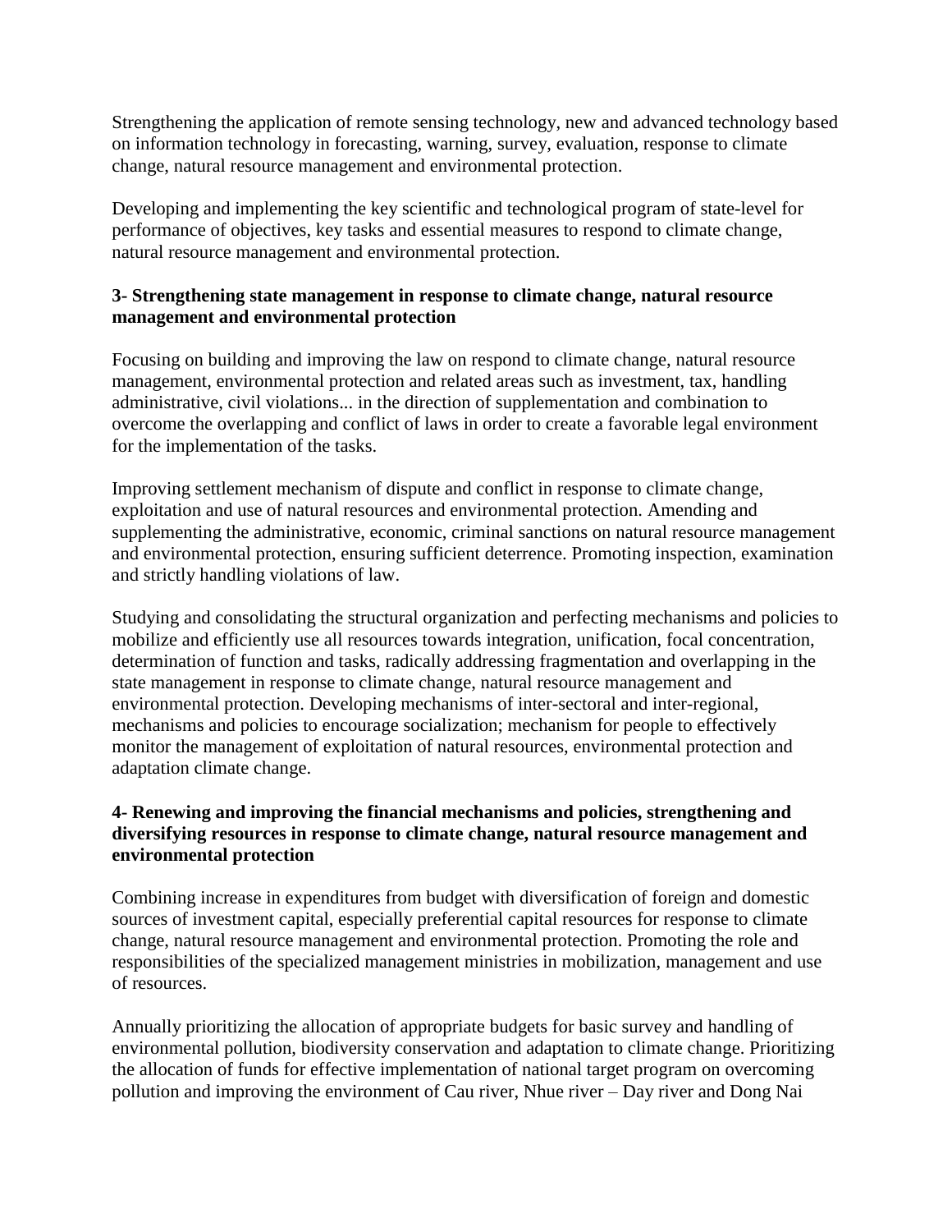Strengthening the application of remote sensing technology, new and advanced technology based on information technology in forecasting, warning, survey, evaluation, response to climate change, natural resource management and environmental protection.

Developing and implementing the key scientific and technological program of state-level for performance of objectives, key tasks and essential measures to respond to climate change, natural resource management and environmental protection.

**3- Strengthening state management in response to climate change, natural resource management and environmental protection**

Focusing on building and improving the law on respond to climate change, natural resource management, environmental protection and related areas such as investment, tax, handling administrative, civil violations... in the direction of supplementation and combination to overcome the overlapping and conflict of laws in order to create a favorable legal environment for the implementation of the tasks.

Improving settlement mechanism of dispute and conflict in response to climate change, exploitation and use of natural resources and environmental protection. Amending and supplementing the administrative, economic, criminal sanctions on natural resource management and environmental protection, ensuring sufficient deterrence. Promoting inspection, examination and strictly handling violations of law.

Studying and consolidating the structural organization and perfecting mechanisms and policies to mobilize and efficiently use all resources towards integration, unification, focal concentration, determination of function and tasks, radically addressing fragmentation and overlapping in the state management in response to climate change, natural resource management and environmental protection. Developing mechanisms of inter-sectoral and inter-regional, mechanisms and policies to encourage socialization; mechanism for people to effectively monitor the management of exploitation of natural resources, environmental protection and adaptation climate change.

**4- Renewing and improving the financial mechanisms and policies, strengthening and diversifying resources in response to climate change, natural resource management and environmental protection**

Combining increase in expenditures from budget with diversification of foreign and domestic sources of investment capital, especially preferential capital resources for response to climate change, natural resource management and environmental protection. Promoting the role and responsibilities of the specialized management ministries in mobilization, management and use of resources.

Annually prioritizing the allocation of appropriate budgets for basic survey and handling of environmental pollution, biodiversity conservation and adaptation to climate change. Prioritizing the allocation of funds for effective implementation of national target program on overcoming pollution and improving the environment of Cau river, Nhue river – Day river and Dong Nai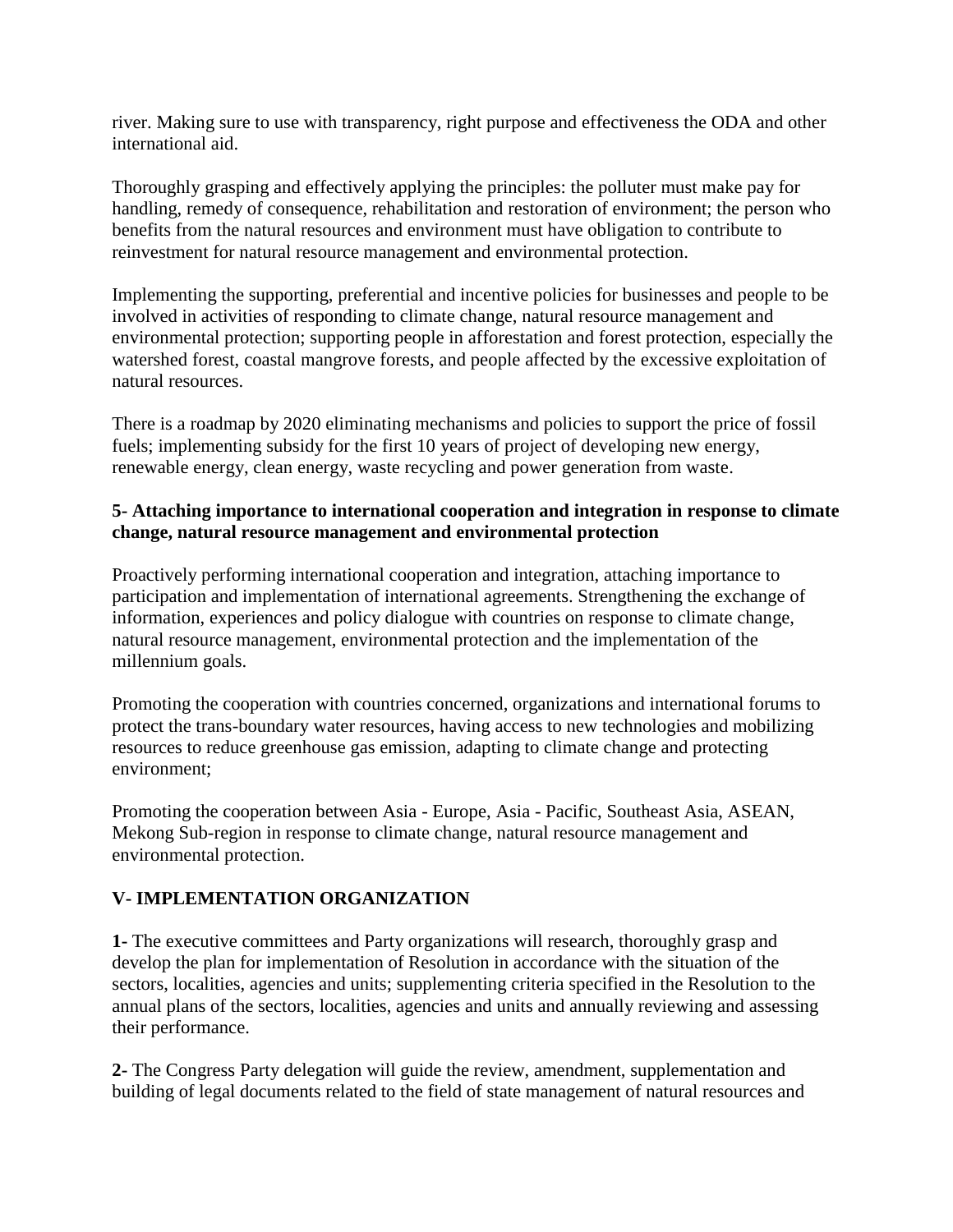river. Making sure to use with transparency, right purpose and effectiveness the ODA and other international aid.

Thoroughly grasping and effectively applying the principles: the polluter must make pay for handling, remedy of consequence, rehabilitation and restoration of environment; the person who benefits from the natural resources and environment must have obligation to contribute to reinvestment for natural resource management and environmental protection.

Implementing the supporting, preferential and incentive policies for businesses and people to be involved in activities of responding to climate change, natural resource management and environmental protection; supporting people in afforestation and forest protection, especially the watershed forest, coastal mangrove forests, and people affected by the excessive exploitation of natural resources.

There is a roadmap by 2020 eliminating mechanisms and policies to support the price of fossil fuels; implementing subsidy for the first 10 years of project of developing new energy, renewable energy, clean energy, waste recycling and power generation from waste.

**5- Attaching importance to international cooperation and integration in response to climate change, natural resource management and environmental protection**

Proactively performing international cooperation and integration, attaching importance to participation and implementation of international agreements. Strengthening the exchange of information, experiences and policy dialogue with countries on response to climate change, natural resource management, environmental protection and the implementation of the millennium goals.

Promoting the cooperation with countries concerned, organizations and international forums to protect the trans-boundary water resources, having access to new technologies and mobilizing resources to reduce greenhouse gas emission, adapting to climate change and protecting environment;

Promoting the cooperation between Asia - Europe, Asia - Pacific, Southeast Asia, ASEAN, Mekong Sub-region in response to climate change, natural resource management and environmental protection.

## V- IMPLEMENTATION ORGANIZATION

**1-** The executive committees and Party organizations will research, thoroughly grasp and develop the plan for implementation of Resolution in accordance with the situation of the sectors, localities, agencies and units; supplementing criteria specified in the Resolution to the annual plans of the sectors, localities, agencies and units and annually reviewing and assessing their performance.

**2-** The Congress Party delegation will guide the review, amendment, supplementation and building of legal documents related to the field of state management of natural resources and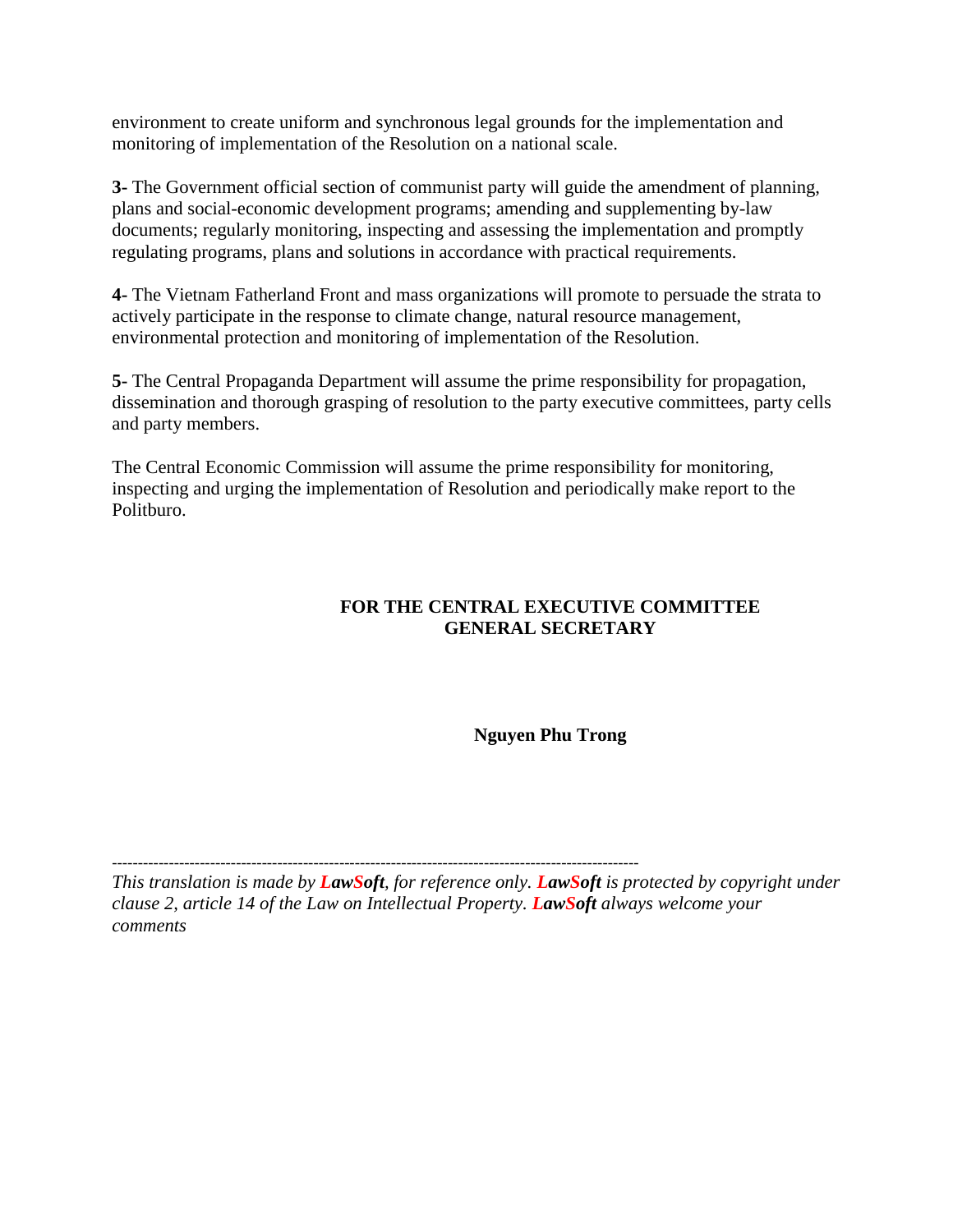environment to create uniform and synchronous legal grounds for the implementation and monitoring of implementation of the Resolution on a national scale.

**3-** The Government official section of communist party will guide the amendment of planning, plans and social-economic development programs; amending and supplementing by-law documents; regularly monitoring, inspecting and assessing the implementation and promptly regulating programs, plans and solutions in accordance with practical requirements.

**4-** The Vietnam Fatherland Front and mass organizations will promote to persuade the strata to actively participate in the response to climate change, natural resource management, environmental protection and monitoring of implementation of the Resolution.

**5-** The Central Propaganda Department will assume the prime responsibility for propagation, dissemination and thorough grasping of resolution to the party executive committees, party cells and party members.

The Central Economic Commission will assume the prime responsibility for monitoring, inspecting and urging the implementation of Resolution and periodically make report to the Politburo.

**FOR THE CENTRAL EXECUTIVE COMMITTEE**
**GENERAL SECRETARY**

**Nguyen Phu Trong**

---

*This translation is made by **LawSoft**, for reference only. **LawSoft** is protected by copyright under clause 2, article 14 of the Law on Intellectual Property. **LawSoft** always welcome your comments*